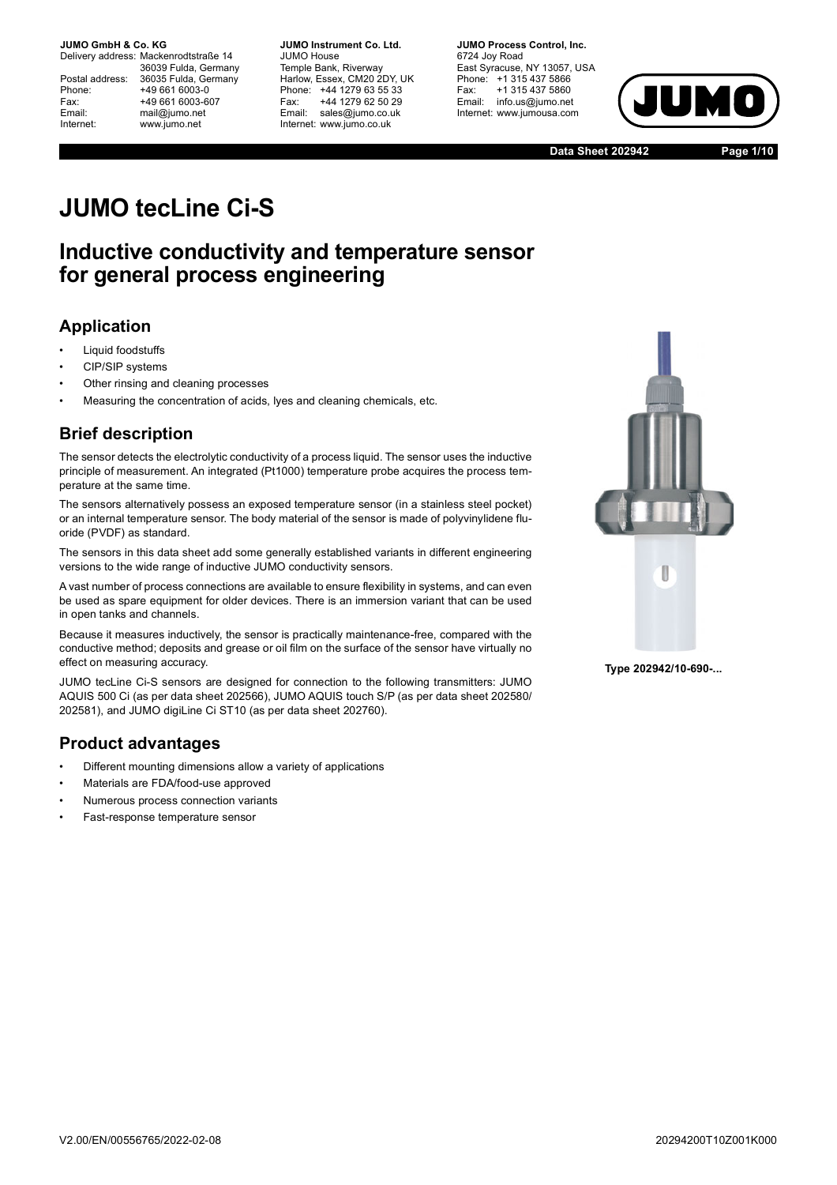**JUMO GmbH & Co. KG**
Delivery address: Mackenrodtstraße 14
36039 Fulda, Germany
Postal address: 36035 Fulda, Germany
Phone: +49 661 6003-0
Fax: +49 661 6003-607
Email: mail@jumo.net
Internet: www.jumo.net

**JUMO Instrument Co. Ltd.**
JUMO House
Temple Bank, Riverway
Harlow, Essex, CM20 2DY, UK
Phone: +44 1279 63 55 33
Fax: +44 1279 62 50 29
Email: sales@jumo.co.uk
Internet: www.jumo.co.uk

**JUMO Process Control, Inc.**
6724 Joy Road
East Syracuse, NY 13057, USA
Phone: +1 315 437 5866
Fax: +1 315 437 5860
Email: info.us@jumo.net
Internet: www.jumousa.com

**Data Sheet 202942**

# JUMO tecLine Ci-S

## Inductive conductivity and temperature sensor for general process engineering

### Application

- Liquid foodstuffs
- CIP/SIP systems
- Other rinsing and cleaning processes
- Measuring the concentration of acids, lyes and cleaning chemicals, etc.

### Brief description

The sensor detects the electrolytic conductivity of a process liquid. The sensor uses the inductive principle of measurement. An integrated (Pt1000) temperature probe acquires the process temperature at the same time.

The sensors alternatively possess an exposed temperature sensor (in a stainless steel pocket) or an internal temperature sensor. The body material of the sensor is made of polyvinylidene fluoride (PVDF) as standard.

The sensors in this data sheet add some generally established variants in different engineering versions to the wide range of inductive JUMO conductivity sensors.

A vast number of process connections are available to ensure flexibility in systems, and can even be used as spare equipment for older devices. There is an immersion variant that can be used in open tanks and channels.

Because it measures inductively, the sensor is practically maintenance-free, compared with the conductive method; deposits and grease or oil film on the surface of the sensor have virtually no effect on measuring accuracy.

JUMO tecLine Ci-S sensors are designed for connection to the following transmitters: JUMO AQUIS 500 Ci (as per data sheet 202566), JUMO AQUIS touch S/P (as per data sheet 202580/202581), and JUMO digiLine Ci ST10 (as per data sheet 202760).

**Type 202942/10-690-...**

### Product advantages

- Different mounting dimensions allow a variety of applications
- Materials are FDA/food-use approved
- Numerous process connection variants
- Fast-response temperature sensor

V2.00/EN/00556765/2022-02-08 20294200T10Z001K000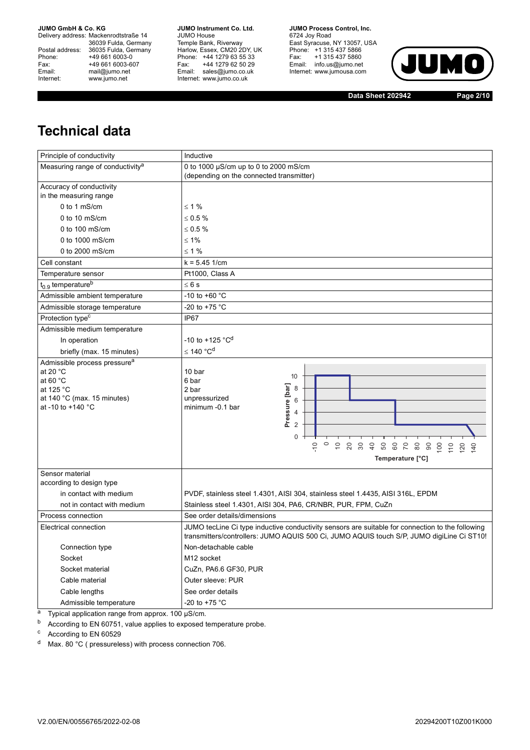# Technical data

| | |
|---|---|
| Principle of conductivity | Inductive |
| Measuring range of conductivity[a] | 0 to 1000 µS/cm up to 0 to 2000 mS/cm (depending on the connected transmitter) |
| Accuracy of conductivity in the measuring range | |
| 0 to 1 mS/cm | ≤ 1 % |
| 0 to 10 mS/cm | ≤ 0.5 % |
| 0 to 100 mS/cm | ≤ 0.5 % |
| 0 to 1000 mS/cm | ≤ 1% |
| 0 to 2000 mS/cm | ≤ 1 % |
| Cell constant | k = 5.45 1/cm |
| Temperature sensor | Pt1000, Class A |
| $t_{0.9}$ temperature[b] | ≤ 6 s |
| Admissible ambient temperature | -10 to +60 °C |
| Admissible storage temperature | -20 to +75 °C |
| Protection type[c] | IP67 |
| Admissible medium temperature | |
| In operation | -10 to +125 °C[d] |
| briefly (max. 15 minutes) | ≤ 140 °C[d] |
| Admissible process pressure[a] | |
| at 20 °C | 10 bar |
| at 60 °C | 6 bar |
| at 125 °C | 2 bar |
| at 140 °C (max. 15 minutes) | unpressurized |
| at -10 to +140 °C | minimum -0.1 bar |
| Sensor material according to design type | |
| in contact with medium | PVDF, stainless steel 1.4301, AISI 304, stainless steel 1.4435, AISI 316L, EPDM |
| not in contact with medium | Stainless steel 1.4301, AISI 304, PA6, CR/NBR, PUR, FPM, CuZn |
| Process connection | See order details/dimensions |
| Electrical connection | JUMO tecLine Ci type inductive conductivity sensors are suitable for connection to the following transmitters/controllers: JUMO AQUIS 500 Ci, JUMO AQUIS touch S/P, JUMO digiLine Ci ST10! |
| Connection type | Non-detachable cable |
| Socket | M12 socket |
| Socket material | CuZn, PA6.6 GF30, PUR |
| Cable material | Outer sleeve: PUR |
| Cable lengths | See order details |
| Admissible temperature | -20 to +75 °C |

[a] Typical application range from approx. 100 µS/cm.

[b] According to EN 60751, value applies to exposed temperature probe.

[c] According to EN 60529

[d] Max. 80 °C ( pressureless) with process connection 706.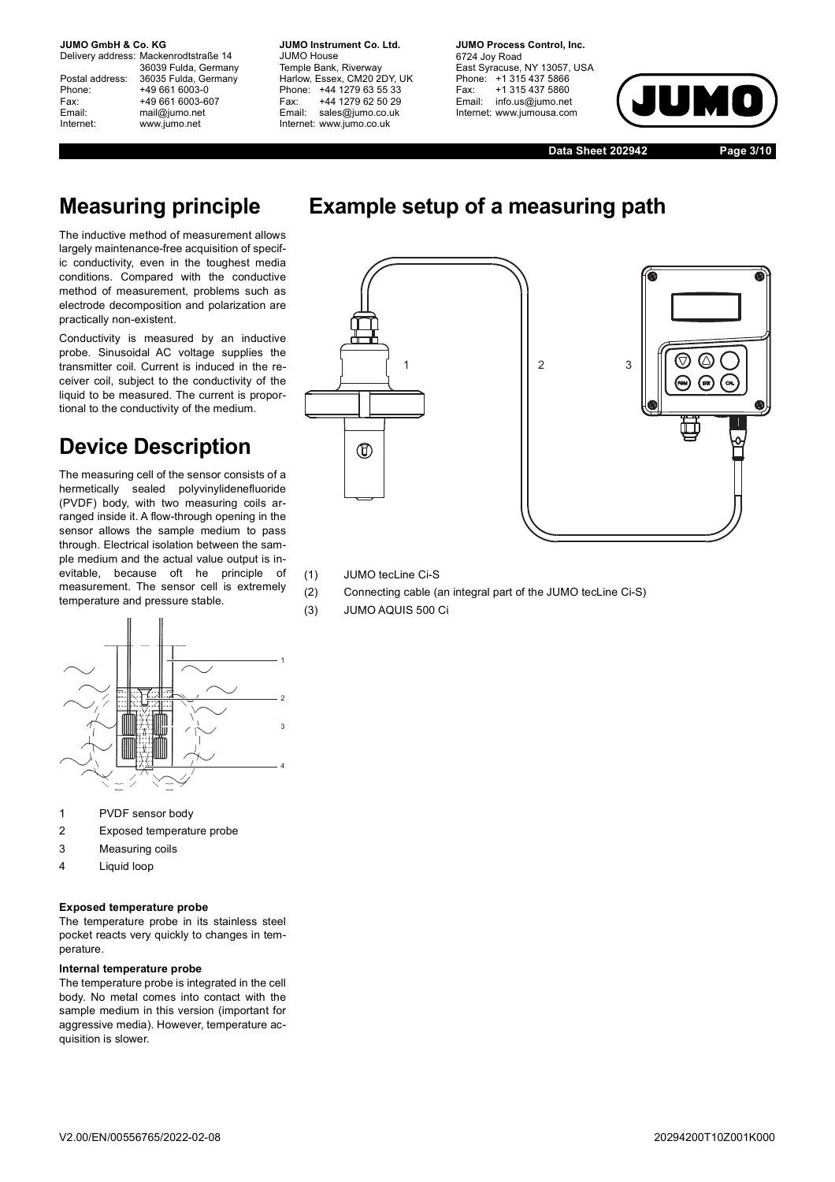# Measuring principle

The inductive method of measurement allows largely maintenance-free acquisition of specific conductivity, even in the toughest media conditions. Compared with the conductive method of measurement, problems such as electrode decomposition and polarization are practically non-existent.

Conductivity is measured by an inductive probe. Sinusoidal AC voltage supplies the transmitter coil. Current is induced in the receiver coil, subject to the conductivity of the liquid to be measured. The current is proportional to the conductivity of the medium.

# Device Description

The measuring cell of the sensor consists of a hermetically sealed polyvinylidenefluoride (PVDF) body, with two measuring coils arranged inside it. A flow-through opening in the sensor allows the sample medium to pass through. Electrical isolation between the sample medium and the actual value output is inevitable, because oft he principle of measurement. The sensor cell is extremely temperature and pressure stable.

1 PVDF sensor body
2 Exposed temperature probe
3 Measuring coils
4 Liquid loop

**Exposed temperature probe**
The temperature probe in its stainless steel pocket reacts very quickly to changes in temperature.

**Internal temperature probe**
The temperature probe is integrated in the cell body. No metal comes into contact with the sample medium in this version (important for aggressive media). However, temperature acquisition is slower.

# Example setup of a measuring path

(1) JUMO tecLine Ci-S
(2) Connecting cable (an integral part of the JUMO tecLine Ci-S)
(3) JUMO AQUIS 500 Ci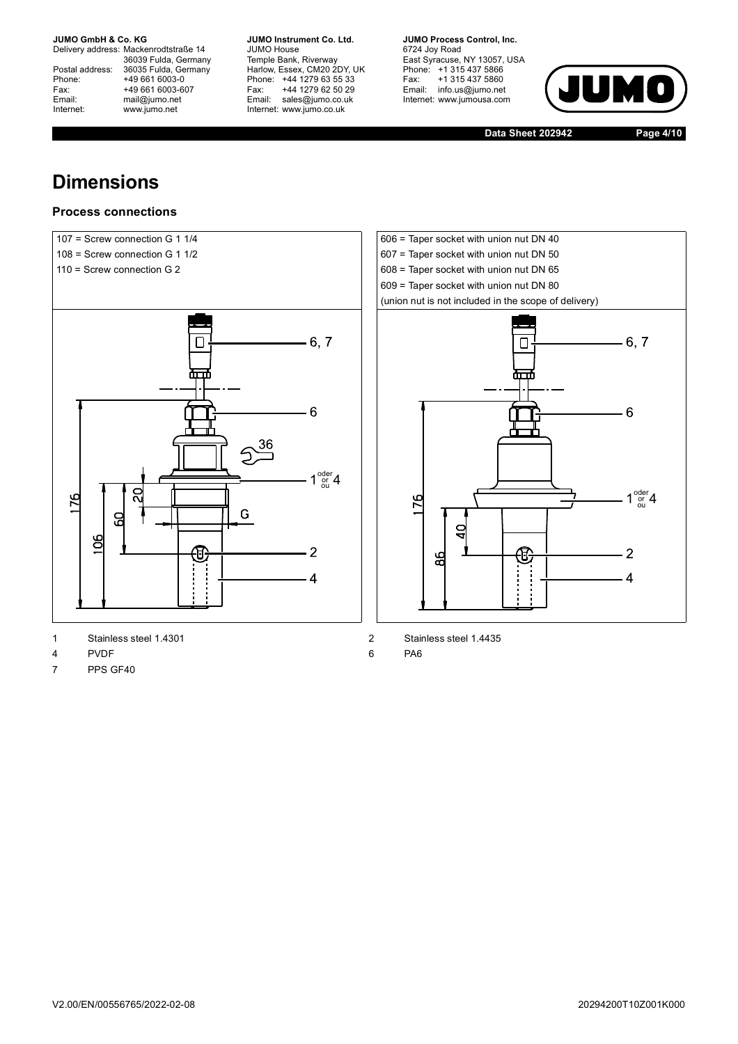# Dimensions

### Process connections

107 = Screw connection G 1 1/4
108 = Screw connection G 1 1/2
110 = Screw connection G 2

606 = Taper socket with union nut DN 40
607 = Taper socket with union nut DN 50
608 = Taper socket with union nut DN 65
609 = Taper socket with union nut DN 80
(union nut is not included in the scope of delivery)

1 Stainless steel 1.4301
2 Stainless steel 1.4435
4 PVDF
6 PA6
7 PPS GF40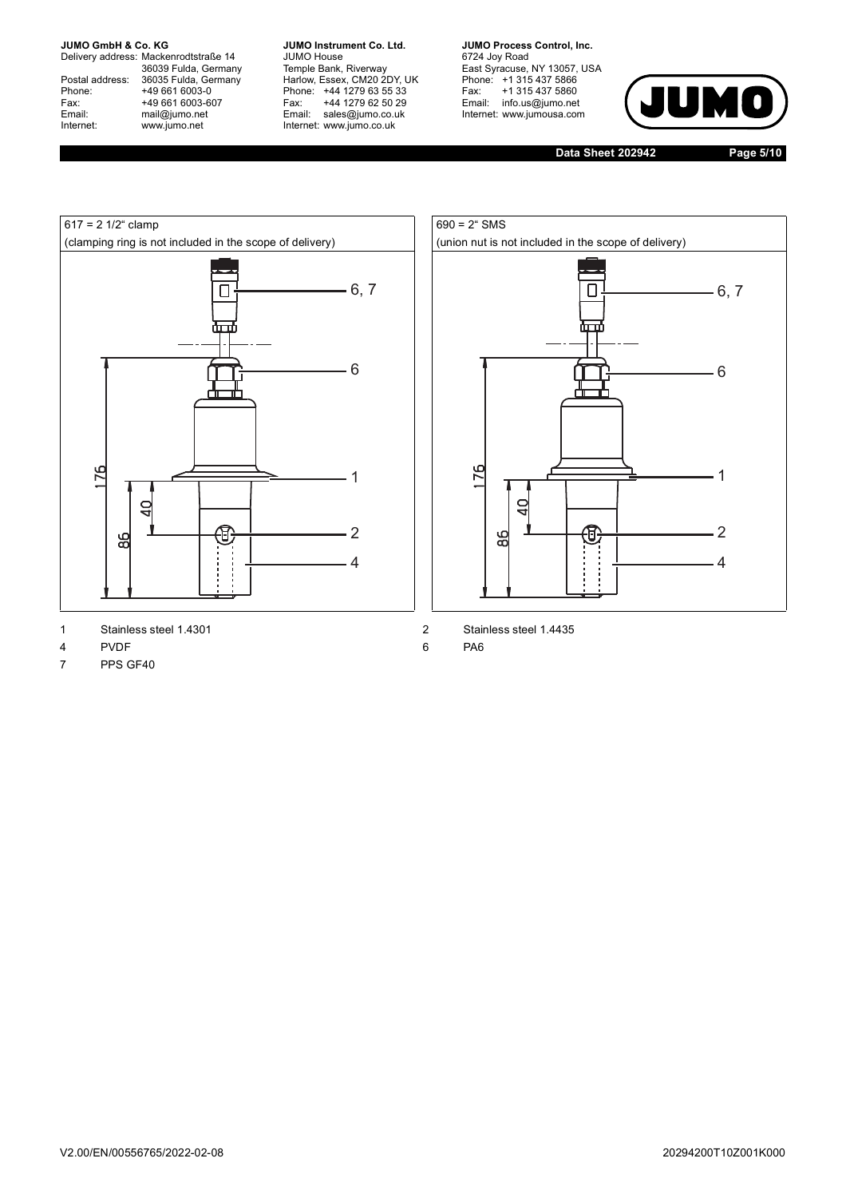617 = 2 1/2" clamp
(clamping ring is not included in the scope of delivery)

690 = 2" SMS
(union nut is not included in the scope of delivery)

| | | | |
|---|---|---|---|
| 1 | Stainless steel 1.4301 | 2 | Stainless steel 1.4435 |
| 4 | PVDF | 6 | PA6 |
| 7 | PPS GF40 | | |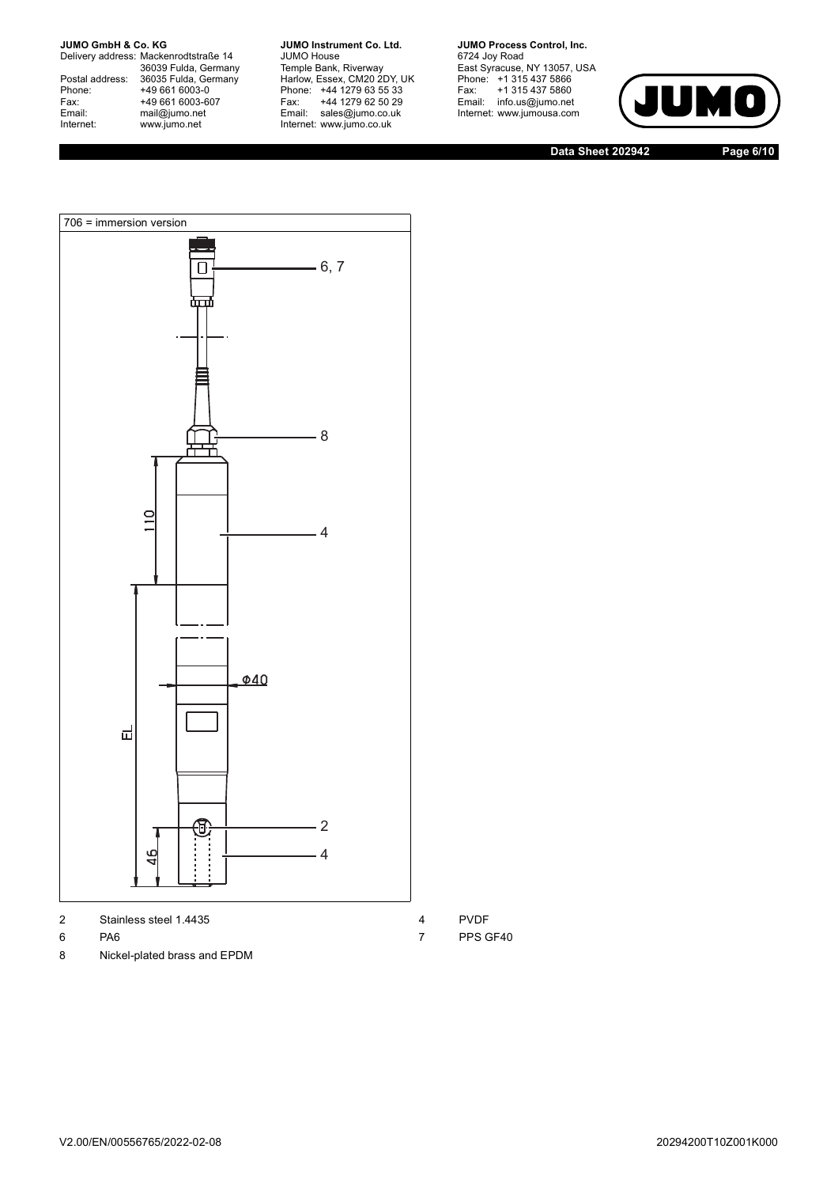706 = immersion version

6, 7

8

110

4

Φ40

EL

2

46

4

| | | | |
|---|---|---|---|
| 2 | Stainless steel 1.4435 | 4 | PVDF |
| 6 | PA6 | 7 | PPS GF40 |
| 8 | Nickel-plated brass and EPDM | | |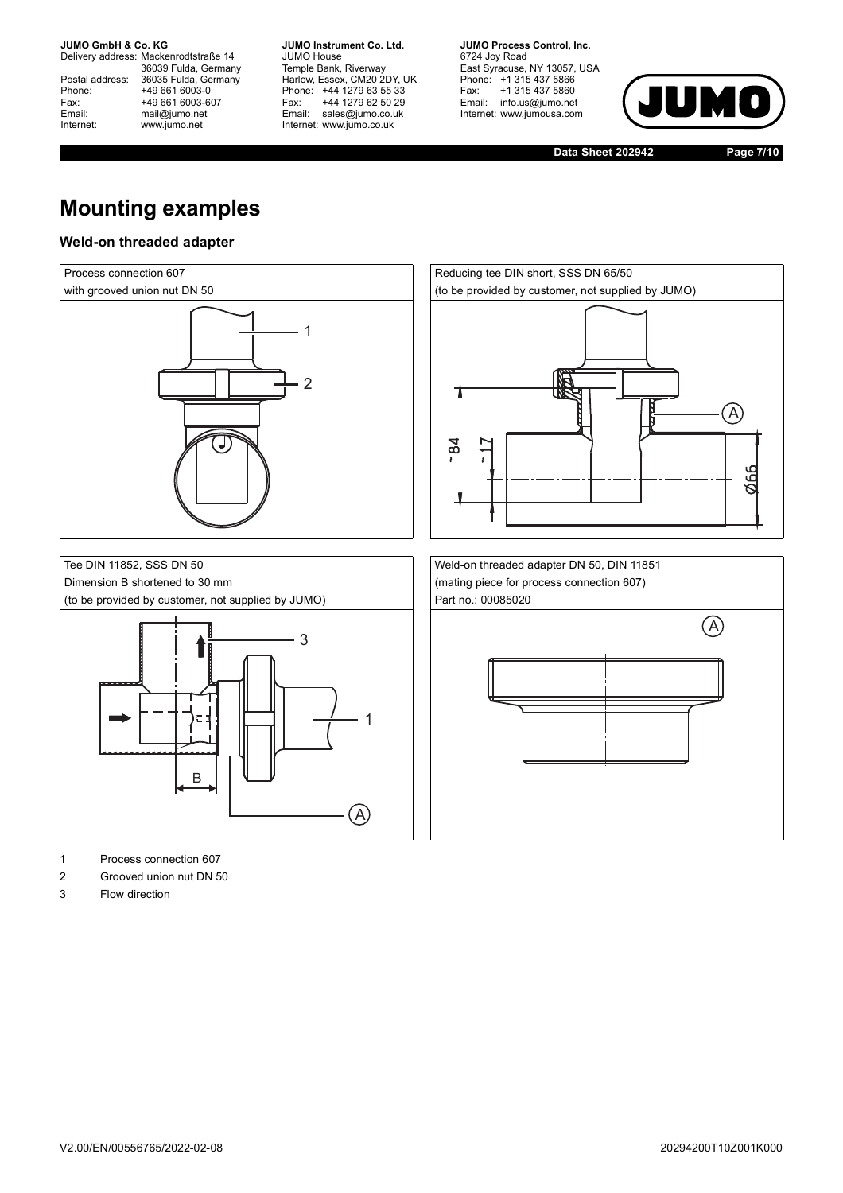# Mounting examples

### Weld-on threaded adapter

Process connection 607
with grooved union nut DN 50

1

2

Reducing tee DIN short, SSS DN 65/50
(to be provided by customer, not supplied by JUMO)

A

~84

~17

Ø66

Tee DIN 11852, SSS DN 50
Dimension B shortened to 30 mm
(to be provided by customer, not supplied by JUMO)

3

1

B

A

Weld-on threaded adapter DN 50, DIN 11851
(mating piece for process connection 607)
Part no.: 00085020

A

1 Process connection 607
2 Grooved union nut DN 50
3 Flow direction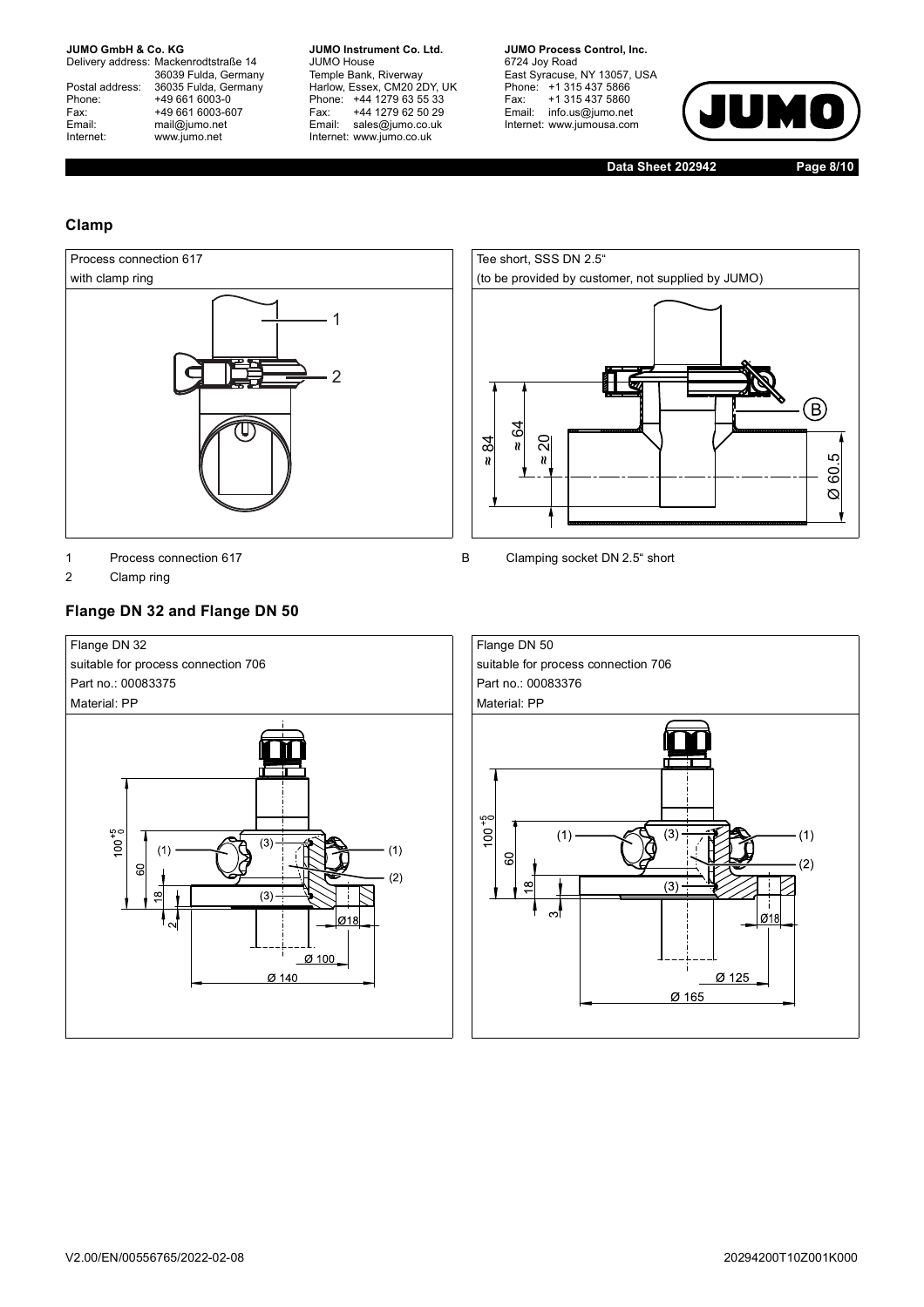## Clamp

Process connection 617
with clamp ring

1 Process connection 617
2 Clamp ring

Tee short, SSS DN 2.5"
(to be provided by customer, not supplied by JUMO)

B Clamping socket DN 2.5" short

## Flange DN 32 and Flange DN 50

Flange DN 32
suitable for process connection 706
Part no.: 00083375
Material: PP

Flange DN 50
suitable for process connection 706
Part no.: 00083376
Material: PP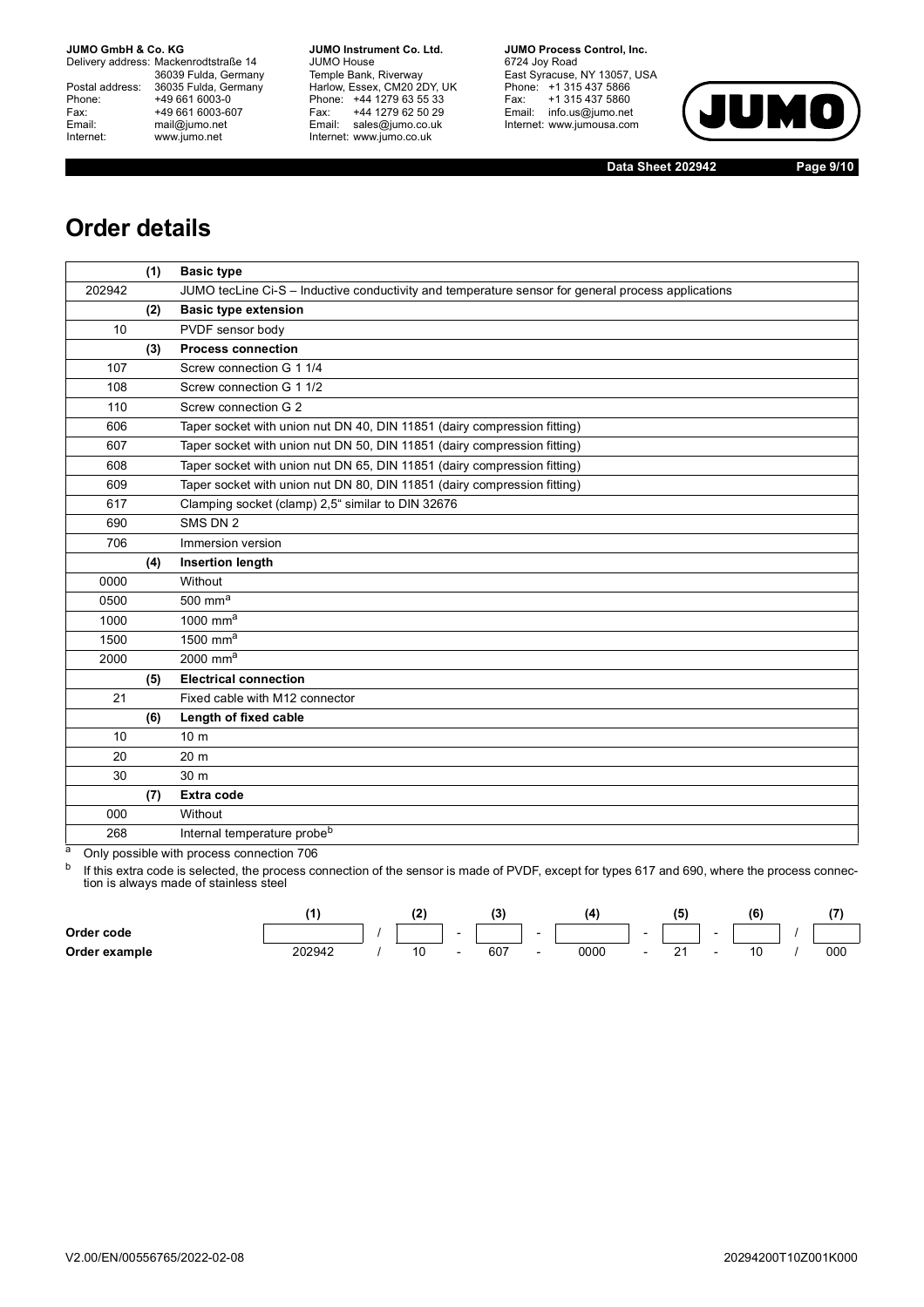# Order details

| | (1) | Basic type |
|---|---|---|
| 202942 | | JUMO tecLine Ci-S – Inductive conductivity and temperature sensor for general process applications |
| | **(2)** | **Basic type extension** |
| 10 | | PVDF sensor body |
| | **(3)** | **Process connection** |
| 107 | | Screw connection G 1 1/4 |
| 108 | | Screw connection G 1 1/2 |
| 110 | | Screw connection G 2 |
| 606 | | Taper socket with union nut DN 40, DIN 11851 (dairy compression fitting) |
| 607 | | Taper socket with union nut DN 50, DIN 11851 (dairy compression fitting) |
| 608 | | Taper socket with union nut DN 65, DIN 11851 (dairy compression fitting) |
| 609 | | Taper socket with union nut DN 80, DIN 11851 (dairy compression fitting) |
| 617 | | Clamping socket (clamp) 2,5" similar to DIN 32676 |
| 690 | | SMS DN 2 |
| 706 | | Immersion version |
| | **(4)** | **Insertion length** |
| 0000 | | Without |
| 0500 | | 500 mm[a] |
| 1000 | | 1000 mm[a] |
| 1500 | | 1500 mm[a] |
| 2000 | | 2000 mm[a] |
| | **(5)** | **Electrical connection** |
| 21 | | Fixed cable with M12 connector |
| | **(6)** | **Length of fixed cable** |
| 10 | | 10 m |
| 20 | | 20 m |
| 30 | | 30 m |
| | **(7)** | **Extra code** |
| 000 | | Without |
| 268 | | Internal temperature probe[b] |

[a] Only possible with process connection 706

[b] If this extra code is selected, the process connection of the sensor is made of PVDF, except for types 617 and 690, where the process connection is always made of stainless steel

| | (1) | | (2) | | (3) | | (4) | | (5) | | (6) | | (7) |
|---|---|---|---|---|---|---|---|---|---|---|---|---|---|
| **Order code** | | / | | - | | - | | - | | - | | / | |
| **Order example** | 202942 | / | 10 | - | 607 | - | 0000 | - | 21 | - | 10 | / | 000 |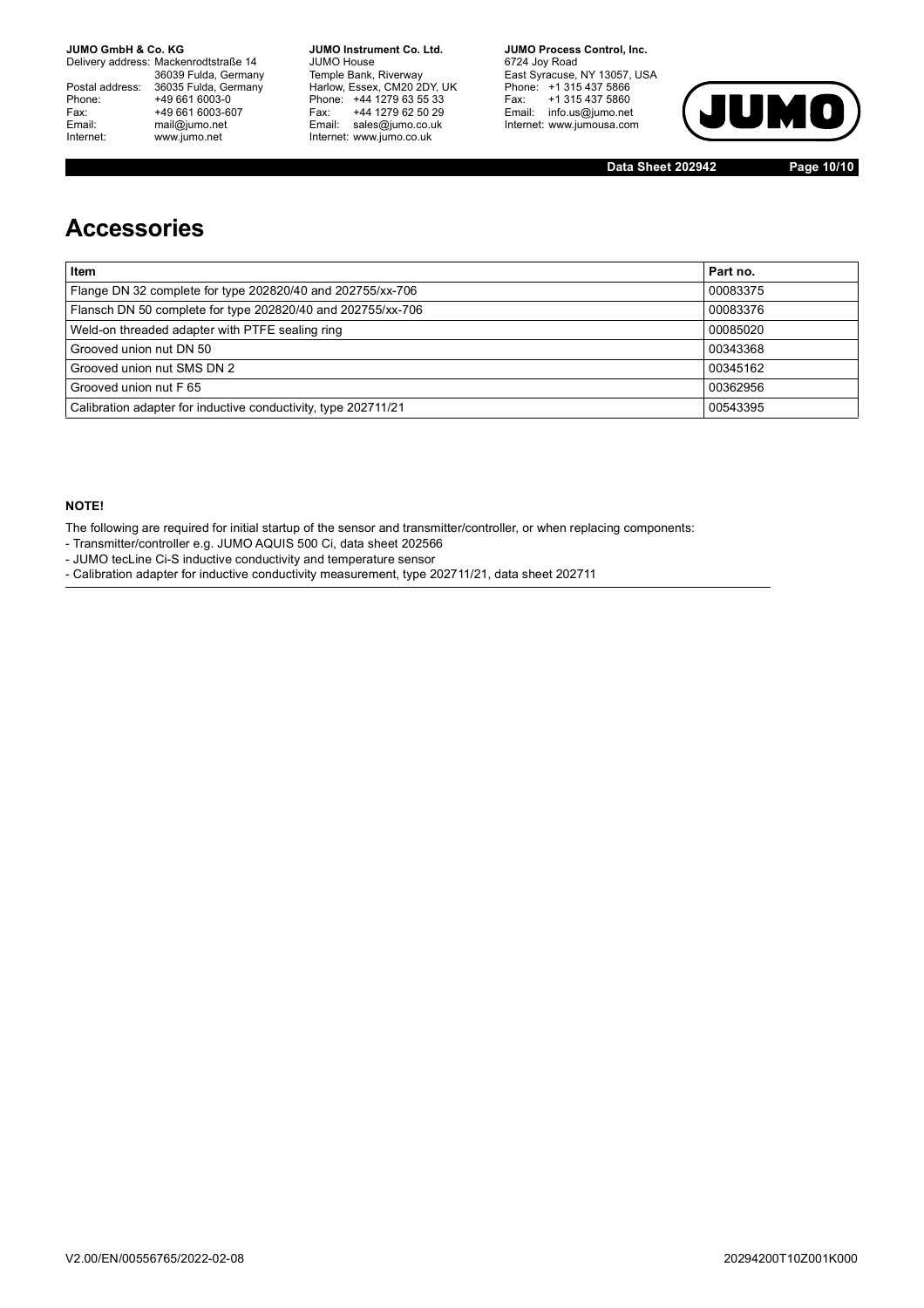# Accessories

| Item | Part no. |
|---|---|
| Flange DN 32 complete for type 202820/40 and 202755/xx-706 | 00083375 |
| Flansch DN 50 complete for type 202820/40 and 202755/xx-706 | 00083376 |
| Weld-on threaded adapter with PTFE sealing ring | 00085020 |
| Grooved union nut DN 50 | 00343368 |
| Grooved union nut SMS DN 2 | 00345162 |
| Grooved union nut F 65 | 00362956 |
| Calibration adapter for inductive conductivity, type 202711/21 | 00543395 |

**NOTE!**

The following are required for initial startup of the sensor and transmitter/controller, or when replacing components:

- Transmitter/controller e.g. JUMO AQUIS 500 Ci, data sheet 202566
- JUMO tecLine Ci-S inductive conductivity and temperature sensor
- Calibration adapter for inductive conductivity measurement, type 202711/21, data sheet 202711